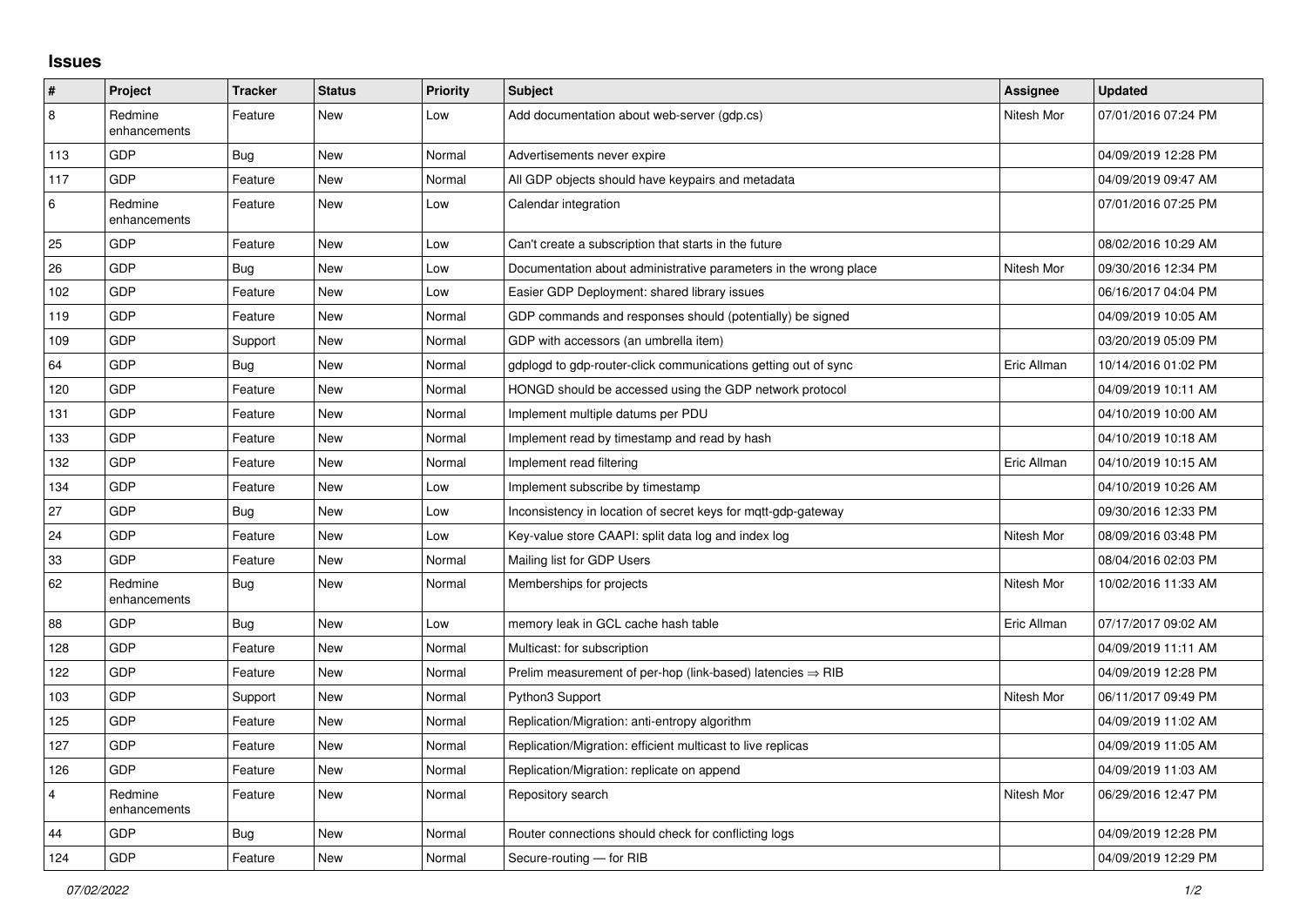# Issues

| # | Project | Tracker | Status | Priority | Subject | Assignee | Updated |
|---|---|---|---|---|---|---|---|
| 8 | Redmine enhancements | Feature | New | Low | Add documentation about web-server (gdp.cs) | Nitesh Mor | 07/01/2016 07:24 PM |
| 113 | GDP | Bug | New | Normal | Advertisements never expire | | 04/09/2019 12:28 PM |
| 117 | GDP | Feature | New | Normal | All GDP objects should have keypairs and metadata | | 04/09/2019 09:47 AM |
| 6 | Redmine enhancements | Feature | New | Low | Calendar integration | | 07/01/2016 07:25 PM |
| 25 | GDP | Feature | New | Low | Can't create a subscription that starts in the future | | 08/02/2016 10:29 AM |
| 26 | GDP | Bug | New | Low | Documentation about administrative parameters in the wrong place | Nitesh Mor | 09/30/2016 12:34 PM |
| 102 | GDP | Feature | New | Low | Easier GDP Deployment: shared library issues | | 06/16/2017 04:04 PM |
| 119 | GDP | Feature | New | Normal | GDP commands and responses should (potentially) be signed | | 04/09/2019 10:05 AM |
| 109 | GDP | Support | New | Normal | GDP with accessors (an umbrella item) | | 03/20/2019 05:09 PM |
| 64 | GDP | Bug | New | Normal | gdplogd to gdp-router-click communications getting out of sync | Eric Allman | 10/14/2016 01:02 PM |
| 120 | GDP | Feature | New | Normal | HONGD should be accessed using the GDP network protocol | | 04/09/2019 10:11 AM |
| 131 | GDP | Feature | New | Normal | Implement multiple datums per PDU | | 04/10/2019 10:00 AM |
| 133 | GDP | Feature | New | Normal | Implement read by timestamp and read by hash | | 04/10/2019 10:18 AM |
| 132 | GDP | Feature | New | Normal | Implement read filtering | Eric Allman | 04/10/2019 10:15 AM |
| 134 | GDP | Feature | New | Low | Implement subscribe by timestamp | | 04/10/2019 10:26 AM |
| 27 | GDP | Bug | New | Low | Inconsistency in location of secret keys for mqtt-gdp-gateway | | 09/30/2016 12:33 PM |
| 24 | GDP | Feature | New | Low | Key-value store CAAPI: split data log and index log | Nitesh Mor | 08/09/2016 03:48 PM |
| 33 | GDP | Feature | New | Normal | Mailing list for GDP Users | | 08/04/2016 02:03 PM |
| 62 | Redmine enhancements | Bug | New | Normal | Memberships for projects | Nitesh Mor | 10/02/2016 11:33 AM |
| 88 | GDP | Bug | New | Low | memory leak in GCL cache hash table | Eric Allman | 07/17/2017 09:02 AM |
| 128 | GDP | Feature | New | Normal | Multicast: for subscription | | 04/09/2019 11:11 AM |
| 122 | GDP | Feature | New | Normal | Prelim measurement of per-hop (link-based) latencies ⇒ RIB | | 04/09/2019 12:28 PM |
| 103 | GDP | Support | New | Normal | Python3 Support | Nitesh Mor | 06/11/2017 09:49 PM |
| 125 | GDP | Feature | New | Normal | Replication/Migration: anti-entropy algorithm | | 04/09/2019 11:02 AM |
| 127 | GDP | Feature | New | Normal | Replication/Migration: efficient multicast to live replicas | | 04/09/2019 11:05 AM |
| 126 | GDP | Feature | New | Normal | Replication/Migration: replicate on append | | 04/09/2019 11:03 AM |
| 4 | Redmine enhancements | Feature | New | Normal | Repository search | Nitesh Mor | 06/29/2016 12:47 PM |
| 44 | GDP | Bug | New | Normal | Router connections should check for conflicting logs | | 04/09/2019 12:28 PM |
| 124 | GDP | Feature | New | Normal | Secure-routing — for RIB | | 04/09/2019 12:29 PM |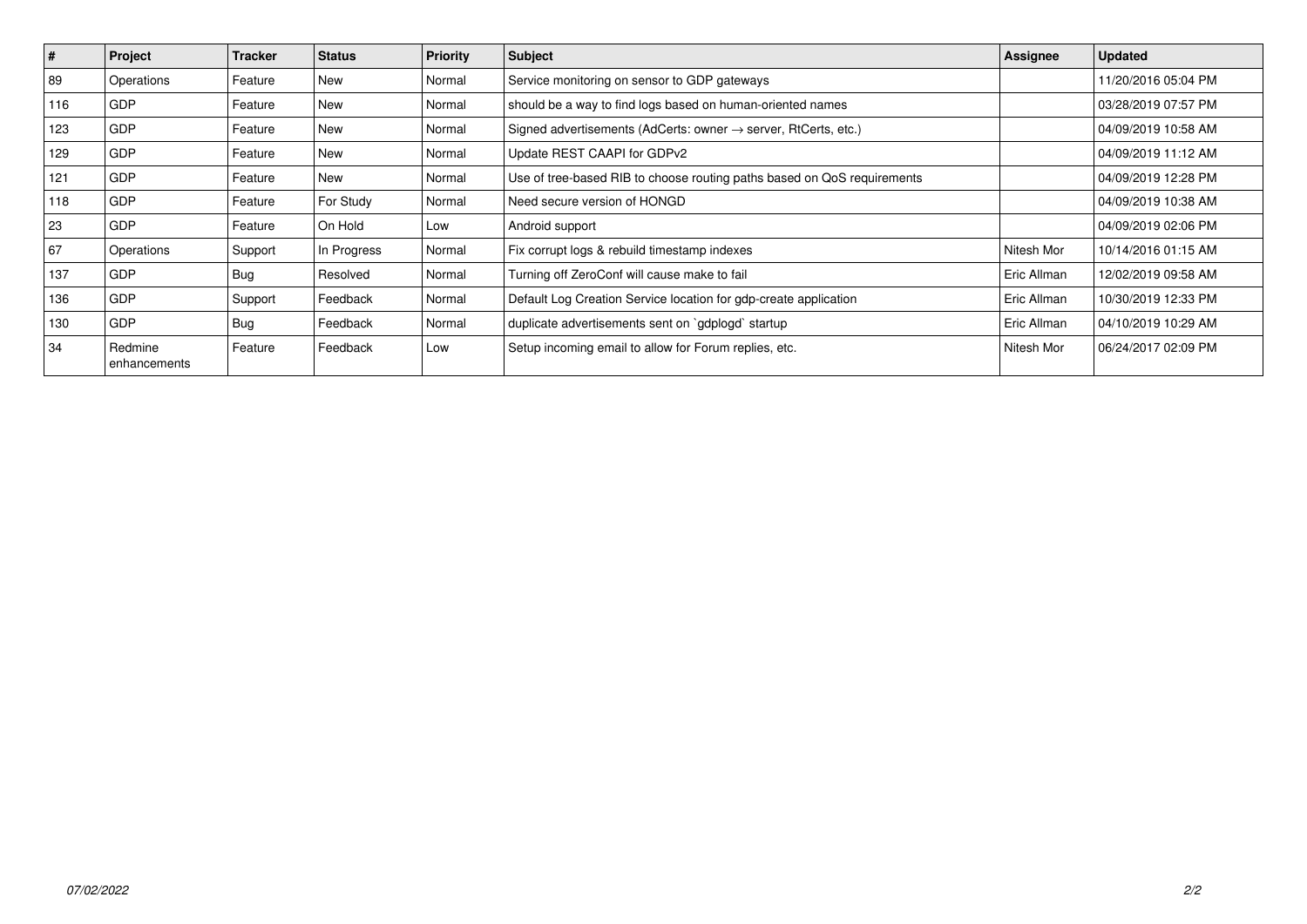| # | Project | Tracker | Status | Priority | Subject | Assignee | Updated |
|---|---|---|---|---|---|---|---|
| 89 | Operations | Feature | New | Normal | Service monitoring on sensor to GDP gateways | | 11/20/2016 05:04 PM |
| 116 | GDP | Feature | New | Normal | should be a way to find logs based on human-oriented names | | 03/28/2019 07:57 PM |
| 123 | GDP | Feature | New | Normal | Signed advertisements (AdCerts: owner → server, RtCerts, etc.) | | 04/09/2019 10:58 AM |
| 129 | GDP | Feature | New | Normal | Update REST CAAPI for GDPv2 | | 04/09/2019 11:12 AM |
| 121 | GDP | Feature | New | Normal | Use of tree-based RIB to choose routing paths based on QoS requirements | | 04/09/2019 12:28 PM |
| 118 | GDP | Feature | For Study | Normal | Need secure version of HONGD | | 04/09/2019 10:38 AM |
| 23 | GDP | Feature | On Hold | Low | Android support | | 04/09/2019 02:06 PM |
| 67 | Operations | Support | In Progress | Normal | Fix corrupt logs & rebuild timestamp indexes | Nitesh Mor | 10/14/2016 01:15 AM |
| 137 | GDP | Bug | Resolved | Normal | Turning off ZeroConf will cause make to fail | Eric Allman | 12/02/2019 09:58 AM |
| 136 | GDP | Support | Feedback | Normal | Default Log Creation Service location for gdp-create application | Eric Allman | 10/30/2019 12:33 PM |
| 130 | GDP | Bug | Feedback | Normal | duplicate advertisements sent on `gdplogd` startup | Eric Allman | 04/10/2019 10:29 AM |
| 34 | Redmine enhancements | Feature | Feedback | Low | Setup incoming email to allow for Forum replies, etc. | Nitesh Mor | 06/24/2017 02:09 PM |

*07/02/2022*